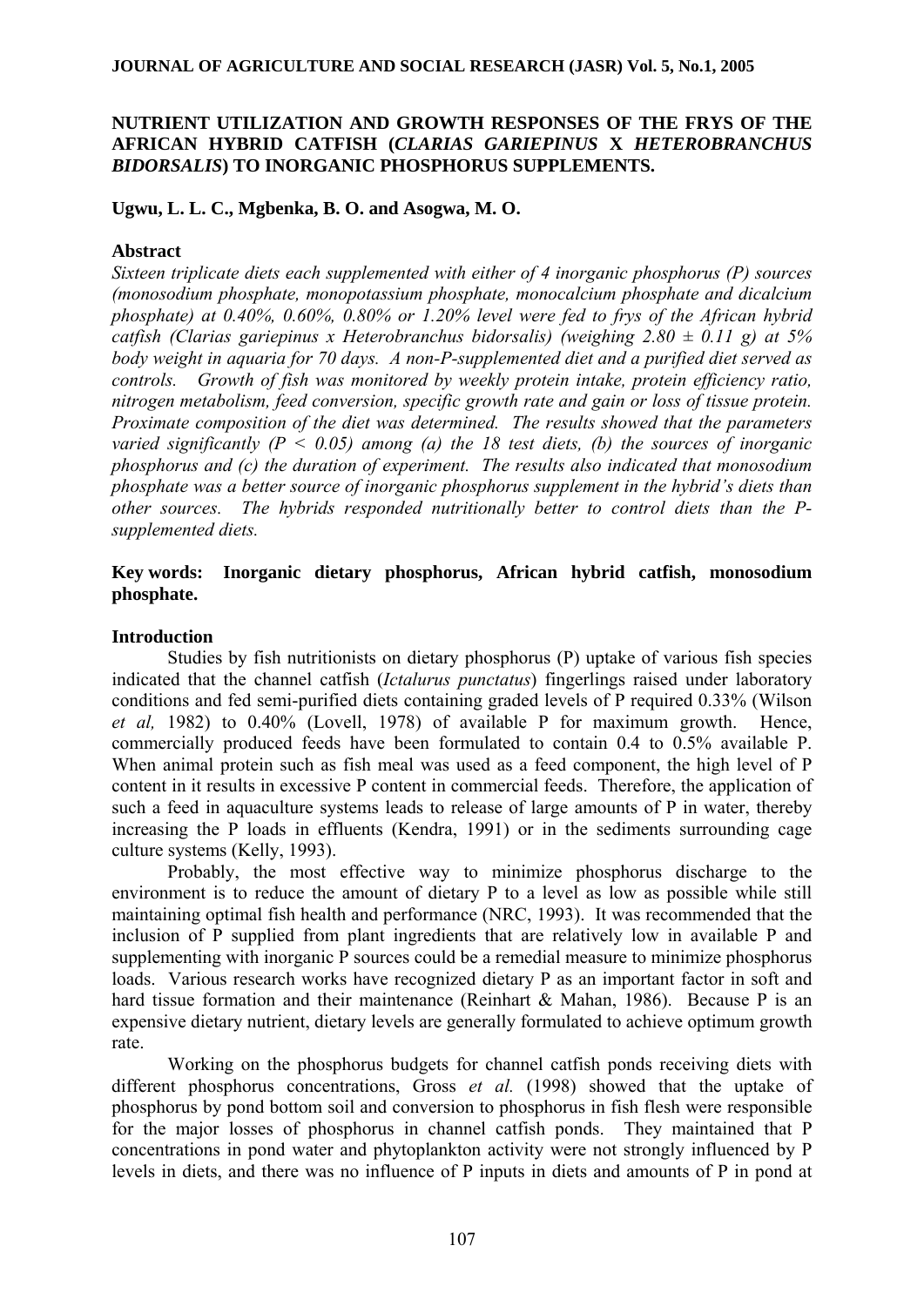# NUTRIENT UTILIZATION AND GROWTH RESPONSES OF THE FRYS OF THE AFRICAN HYBRID CATFISH (*CLARIAS GARIEPINUS* X *HETEROBRANCHUS BIDORSALIS*) TO INORGANIC PHOSPHORUS SUPPLEMENTS.

**Ugwu, L. L. C., Mgbenka, B. O. and Asogwa, M. O.**

## Abstract

*Sixteen triplicate diets each supplemented with either of 4 inorganic phosphorus (P) sources (monosodium phosphate, monopotassium phosphate, monocalcium phosphate and dicalcium phosphate) at 0.40%, 0.60%, 0.80% or 1.20% level were fed to frys of the African hybrid catfish (Clarias gariepinus x Heterobranchus bidorsalis) (weighing 2.80 ± 0.11 g) at 5% body weight in aquaria for 70 days. A non-P-supplemented diet and a purified diet served as controls. Growth of fish was monitored by weekly protein intake, protein efficiency ratio, nitrogen metabolism, feed conversion, specific growth rate and gain or loss of tissue protein. Proximate composition of the diet was determined. The results showed that the parameters varied significantly (P < 0.05) among (a) the 18 test diets, (b) the sources of inorganic phosphorus and (c) the duration of experiment. The results also indicated that monosodium phosphate was a better source of inorganic phosphorus supplement in the hybrid's diets than other sources. The hybrids responded nutritionally better to control diets than the P-supplemented diets.*

**Key words: Inorganic dietary phosphorus, African hybrid catfish, monosodium phosphate.**

## Introduction

Studies by fish nutritionists on dietary phosphorus (P) uptake of various fish species indicated that the channel catfish (*Ictalurus punctatus*) fingerlings raised under laboratory conditions and fed semi-purified diets containing graded levels of P required 0.33% (Wilson *et al,* 1982) to 0.40% (Lovell, 1978) of available P for maximum growth. Hence, commercially produced feeds have been formulated to contain 0.4 to 0.5% available P. When animal protein such as fish meal was used as a feed component, the high level of P content in it results in excessive P content in commercial feeds. Therefore, the application of such a feed in aquaculture systems leads to release of large amounts of P in water, thereby increasing the P loads in effluents (Kendra, 1991) or in the sediments surrounding cage culture systems (Kelly, 1993).

Probably, the most effective way to minimize phosphorus discharge to the environment is to reduce the amount of dietary P to a level as low as possible while still maintaining optimal fish health and performance (NRC, 1993). It was recommended that the inclusion of P supplied from plant ingredients that are relatively low in available P and supplementing with inorganic P sources could be a remedial measure to minimize phosphorus loads. Various research works have recognized dietary P as an important factor in soft and hard tissue formation and their maintenance (Reinhart & Mahan, 1986). Because P is an expensive dietary nutrient, dietary levels are generally formulated to achieve optimum growth rate.

Working on the phosphorus budgets for channel catfish ponds receiving diets with different phosphorus concentrations, Gross *et al.* (1998) showed that the uptake of phosphorus by pond bottom soil and conversion to phosphorus in fish flesh were responsible for the major losses of phosphorus in channel catfish ponds. They maintained that P concentrations in pond water and phytoplankton activity were not strongly influenced by P levels in diets, and there was no influence of P inputs in diets and amounts of P in pond at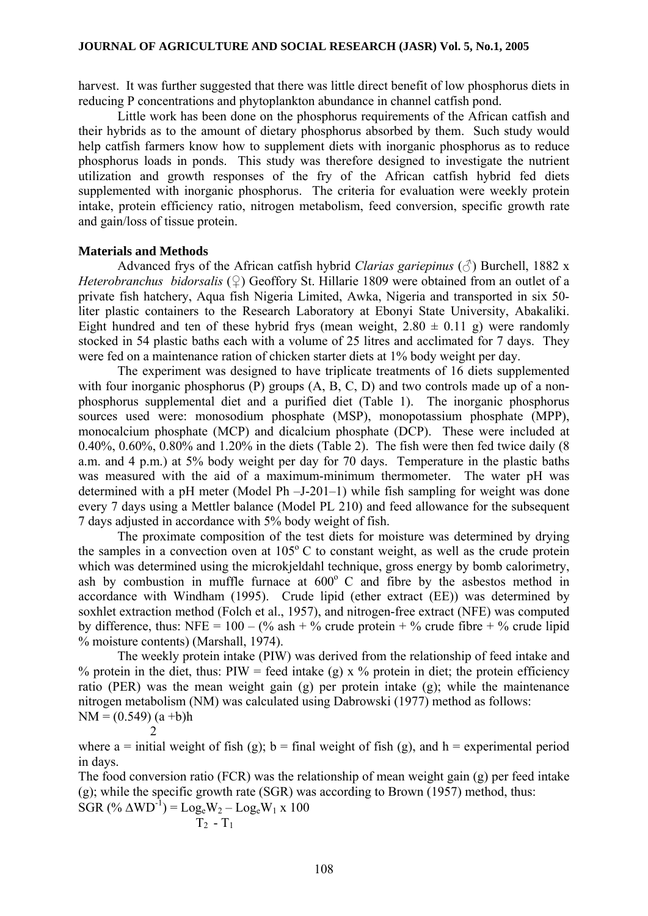harvest. It was further suggested that there was little direct benefit of low phosphorus diets in reducing P concentrations and phytoplankton abundance in channel catfish pond.

Little work has been done on the phosphorus requirements of the African catfish and their hybrids as to the amount of dietary phosphorus absorbed by them. Such study would help catfish farmers know how to supplement diets with inorganic phosphorus as to reduce phosphorus loads in ponds. This study was therefore designed to investigate the nutrient utilization and growth responses of the fry of the African catfish hybrid fed diets supplemented with inorganic phosphorus. The criteria for evaluation were weekly protein intake, protein efficiency ratio, nitrogen metabolism, feed conversion, specific growth rate and gain/loss of tissue protein.

### Materials and Methods

Advanced frys of the African catfish hybrid *Clarias gariepinus* (♂) Burchell, 1882 x *Heterobranchus bidorsalis* (♀) Geoffory St. Hillarie 1809 were obtained from an outlet of a private fish hatchery, Aqua fish Nigeria Limited, Awka, Nigeria and transported in six 50-liter plastic containers to the Research Laboratory at Ebonyi State University, Abakaliki. Eight hundred and ten of these hybrid frys (mean weight, 2.80 ± 0.11 g) were randomly stocked in 54 plastic baths each with a volume of 25 litres and acclimated for 7 days. They were fed on a maintenance ration of chicken starter diets at 1% body weight per day.

The experiment was designed to have triplicate treatments of 16 diets supplemented with four inorganic phosphorus (P) groups (A, B, C, D) and two controls made up of a non-phosphorus supplemental diet and a purified diet (Table 1). The inorganic phosphorus sources used were: monosodium phosphate (MSP), monopotassium phosphate (MPP), monocalcium phosphate (MCP) and dicalcium phosphate (DCP). These were included at 0.40%, 0.60%, 0.80% and 1.20% in the diets (Table 2). The fish were then fed twice daily (8 a.m. and 4 p.m.) at 5% body weight per day for 70 days. Temperature in the plastic baths was measured with the aid of a maximum-minimum thermometer. The water pH was determined with a pH meter (Model Ph –J-201–1) while fish sampling for weight was done every 7 days using a Mettler balance (Model PL 210) and feed allowance for the subsequent 7 days adjusted in accordance with 5% body weight of fish.

The proximate composition of the test diets for moisture was determined by drying the samples in a convection oven at 105$^o$ C to constant weight, as well as the crude protein which was determined using the microkjeldahl technique, gross energy by bomb calorimetry, ash by combustion in muffle furnace at 600$^o$ C and fibre by the asbestos method in accordance with Windham (1995). Crude lipid (ether extract (EE)) was determined by soxhlet extraction method (Folch et al., 1957), and nitrogen-free extract (NFE) was computed by difference, thus: NFE = 100 – (% ash + % crude protein + % crude fibre + % crude lipid % moisture contents) (Marshall, 1974).

The weekly protein intake (PIW) was derived from the relationship of feed intake and % protein in the diet, thus: PIW = feed intake (g) x % protein in diet; the protein efficiency ratio (PER) was the mean weight gain (g) per protein intake (g); while the maintenance nitrogen metabolism (NM) was calculated using Dabrowski (1977) method as follows:

$$NM = (0.549)\frac{(a+b)h}{2}$$

where a = initial weight of fish (g); b = final weight of fish (g), and h = experimental period in days.

The food conversion ratio (FCR) was the relationship of mean weight gain (g) per feed intake (g); while the specific growth rate (SGR) was according to Brown (1957) method, thus:

$$SGR\ (\%\ \Delta WD^{-1}) = \frac{Log_e W_2 - Log_e W_1 \times 100}{T_2 - T_1}$$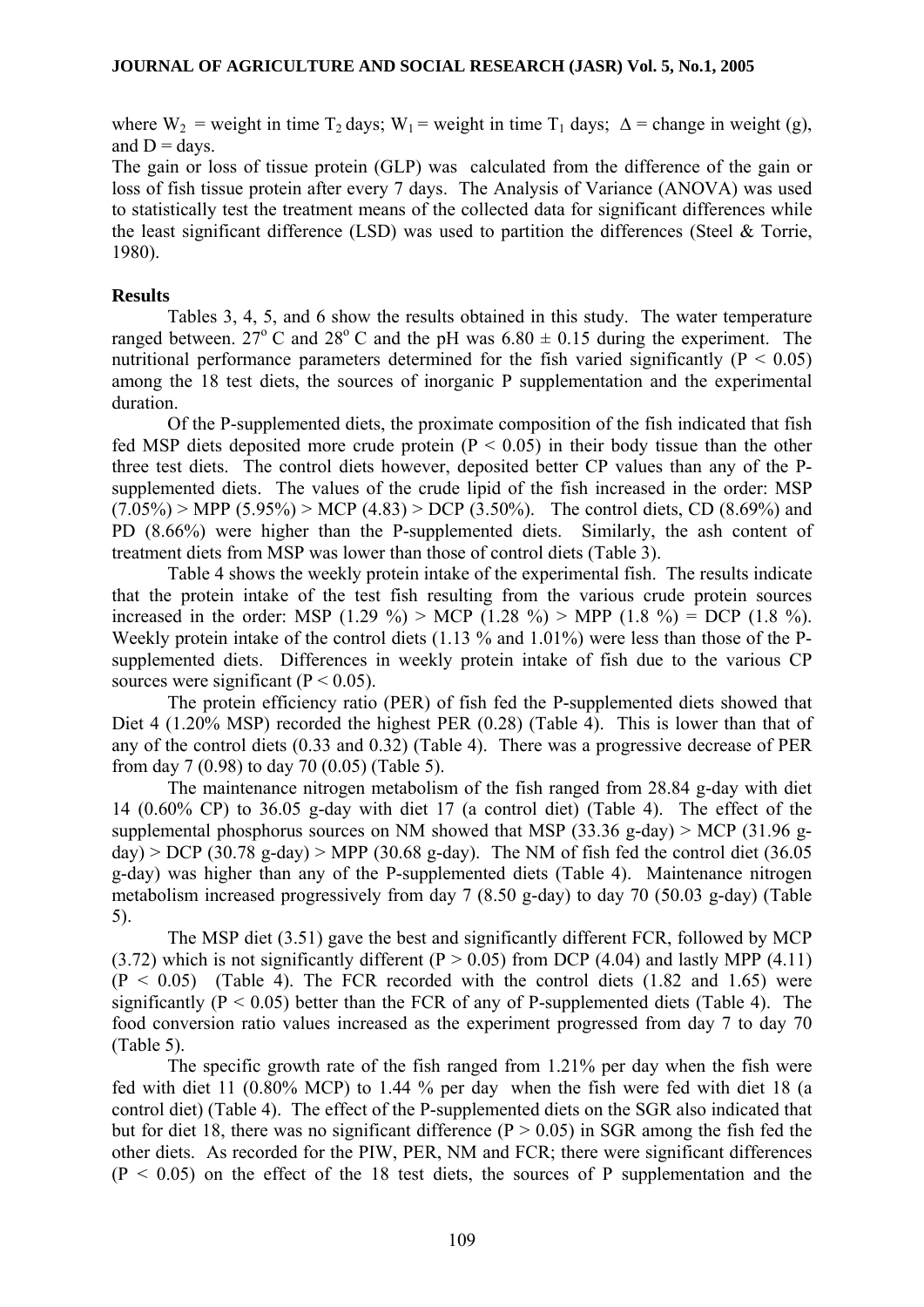where $W_2$ = weight in time $T_2$ days; $W_1$ = weight in time $T_1$ days; $\Delta$ = change in weight (g), and D = days.

The gain or loss of tissue protein (GLP) was calculated from the difference of the gain or loss of fish tissue protein after every 7 days. The Analysis of Variance (ANOVA) was used to statistically test the treatment means of the collected data for significant differences while the least significant difference (LSD) was used to partition the differences (Steel & Torrie, 1980).

## Results

Tables 3, 4, 5, and 6 show the results obtained in this study. The water temperature ranged between. 27° C and 28° C and the pH was 6.80 ± 0.15 during the experiment. The nutritional performance parameters determined for the fish varied significantly ($P < 0.05$) among the 18 test diets, the sources of inorganic P supplementation and the experimental duration.

Of the P-supplemented diets, the proximate composition of the fish indicated that fish fed MSP diets deposited more crude protein ($P < 0.05$) in their body tissue than the other three test diets. The control diets however, deposited better CP values than any of the P-supplemented diets. The values of the crude lipid of the fish increased in the order: MSP (7.05%) > MPP (5.95%) > MCP (4.83) > DCP (3.50%). The control diets, CD (8.69%) and PD (8.66%) were higher than the P-supplemented diets. Similarly, the ash content of treatment diets from MSP was lower than those of control diets (Table 3).

Table 4 shows the weekly protein intake of the experimental fish. The results indicate that the protein intake of the test fish resulting from the various crude protein sources increased in the order: MSP (1.29 %) > MCP (1.28 %) > MPP (1.8 %) = DCP (1.8 %). Weekly protein intake of the control diets (1.13 % and 1.01%) were less than those of the P-supplemented diets. Differences in weekly protein intake of fish due to the various CP sources were significant ($P < 0.05$).

The protein efficiency ratio (PER) of fish fed the P-supplemented diets showed that Diet 4 (1.20% MSP) recorded the highest PER (0.28) (Table 4). This is lower than that of any of the control diets (0.33 and 0.32) (Table 4). There was a progressive decrease of PER from day 7 (0.98) to day 70 (0.05) (Table 5).

The maintenance nitrogen metabolism of the fish ranged from 28.84 g-day with diet 14 (0.60% CP) to 36.05 g-day with diet 17 (a control diet) (Table 4). The effect of the supplemental phosphorus sources on NM showed that MSP (33.36 g-day) > MCP (31.96 g-day) > DCP (30.78 g-day) > MPP (30.68 g-day). The NM of fish fed the control diet (36.05 g-day) was higher than any of the P-supplemented diets (Table 4). Maintenance nitrogen metabolism increased progressively from day 7 (8.50 g-day) to day 70 (50.03 g-day) (Table 5).

The MSP diet (3.51) gave the best and significantly different FCR, followed by MCP (3.72) which is not significantly different ($P > 0.05$) from DCP (4.04) and lastly MPP (4.11) ($P < 0.05$) (Table 4). The FCR recorded with the control diets (1.82 and 1.65) were significantly ($P < 0.05$) better than the FCR of any of P-supplemented diets (Table 4). The food conversion ratio values increased as the experiment progressed from day 7 to day 70 (Table 5).

The specific growth rate of the fish ranged from 1.21% per day when the fish were fed with diet 11 (0.80% MCP) to 1.44 % per day when the fish were fed with diet 18 (a control diet) (Table 4). The effect of the P-supplemented diets on the SGR also indicated that but for diet 18, there was no significant difference ($P > 0.05$) in SGR among the fish fed the other diets. As recorded for the PIW, PER, NM and FCR; there were significant differences ($P < 0.05$) on the effect of the 18 test diets, the sources of P supplementation and the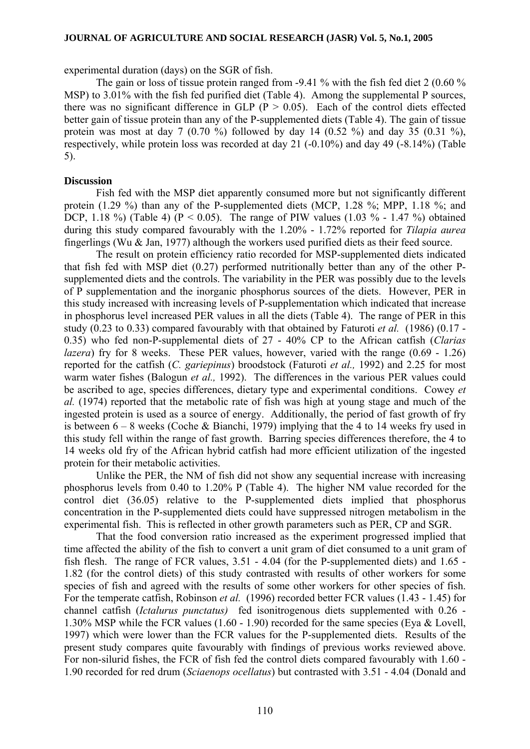experimental duration (days) on the SGR of fish.

The gain or loss of tissue protein ranged from -9.41 % with the fish fed diet 2 (0.60 % MSP) to 3.01% with the fish fed purified diet (Table 4). Among the supplemental P sources, there was no significant difference in GLP ($P > 0.05$). Each of the control diets effected better gain of tissue protein than any of the P-supplemented diets (Table 4). The gain of tissue protein was most at day 7 (0.70 %) followed by day 14 (0.52 %) and day 35 (0.31 %), respectively, while protein loss was recorded at day 21 (-0.10%) and day 49 (-8.14%) (Table 5).

**Discussion**

Fish fed with the MSP diet apparently consumed more but not significantly different protein (1.29 %) than any of the P-supplemented diets (MCP, 1.28 %; MPP, 1.18 %; and DCP, 1.18 %) (Table 4) ($P < 0.05$). The range of PIW values (1.03 % - 1.47 %) obtained during this study compared favourably with the 1.20% - 1.72% reported for *Tilapia aurea* fingerlings (Wu & Jan, 1977) although the workers used purified diets as their feed source.

The result on protein efficiency ratio recorded for MSP-supplemented diets indicated that fish fed with MSP diet (0.27) performed nutritionally better than any of the other P-supplemented diets and the controls. The variability in the PER was possibly due to the levels of P supplementation and the inorganic phosphorus sources of the diets. However, PER in this study increased with increasing levels of P-supplementation which indicated that increase in phosphorus level increased PER values in all the diets (Table 4). The range of PER in this study (0.23 to 0.33) compared favourably with that obtained by Faturoti *et al.* (1986) (0.17 - 0.35) who fed non-P-supplemental diets of 27 - 40% CP to the African catfish (*Clarias lazera*) fry for 8 weeks. These PER values, however, varied with the range (0.69 - 1.26) reported for the catfish (*C. gariepinus*) broodstock (Faturoti *et al.,* 1992) and 2.25 for most warm water fishes (Balogun *et al.,* 1992). The differences in the various PER values could be ascribed to age, species differences, dietary type and experimental conditions. Cowey *et al.* (1974) reported that the metabolic rate of fish was high at young stage and much of the ingested protein is used as a source of energy. Additionally, the period of fast growth of fry is between 6 – 8 weeks (Coche & Bianchi, 1979) implying that the 4 to 14 weeks fry used in this study fell within the range of fast growth. Barring species differences therefore, the 4 to 14 weeks old fry of the African hybrid catfish had more efficient utilization of the ingested protein for their metabolic activities.

Unlike the PER, the NM of fish did not show any sequential increase with increasing phosphorus levels from 0.40 to 1.20% P (Table 4). The higher NM value recorded for the control diet (36.05) relative to the P-supplemented diets implied that phosphorus concentration in the P-supplemented diets could have suppressed nitrogen metabolism in the experimental fish. This is reflected in other growth parameters such as PER, CP and SGR.

That the food conversion ratio increased as the experiment progressed implied that time affected the ability of the fish to convert a unit gram of diet consumed to a unit gram of fish flesh. The range of FCR values, 3.51 - 4.04 (for the P-supplemented diets) and 1.65 - 1.82 (for the control diets) of this study contrasted with results of other workers for some species of fish and agreed with the results of some other workers for other species of fish. For the temperate catfish, Robinson *et al.* (1996) recorded better FCR values (1.43 - 1.45) for channel catfish (*Ictalurus punctatus)* fed isonitrogenous diets supplemented with 0.26 - 1.30% MSP while the FCR values (1.60 - 1.90) recorded for the same species (Eya & Lovell, 1997) which were lower than the FCR values for the P-supplemented diets. Results of the present study compares quite favourably with findings of previous works reviewed above. For non-silurid fishes, the FCR of fish fed the control diets compared favourably with 1.60 - 1.90 recorded for red drum (*Sciaenops ocellatus*) but contrasted with 3.51 - 4.04 (Donald and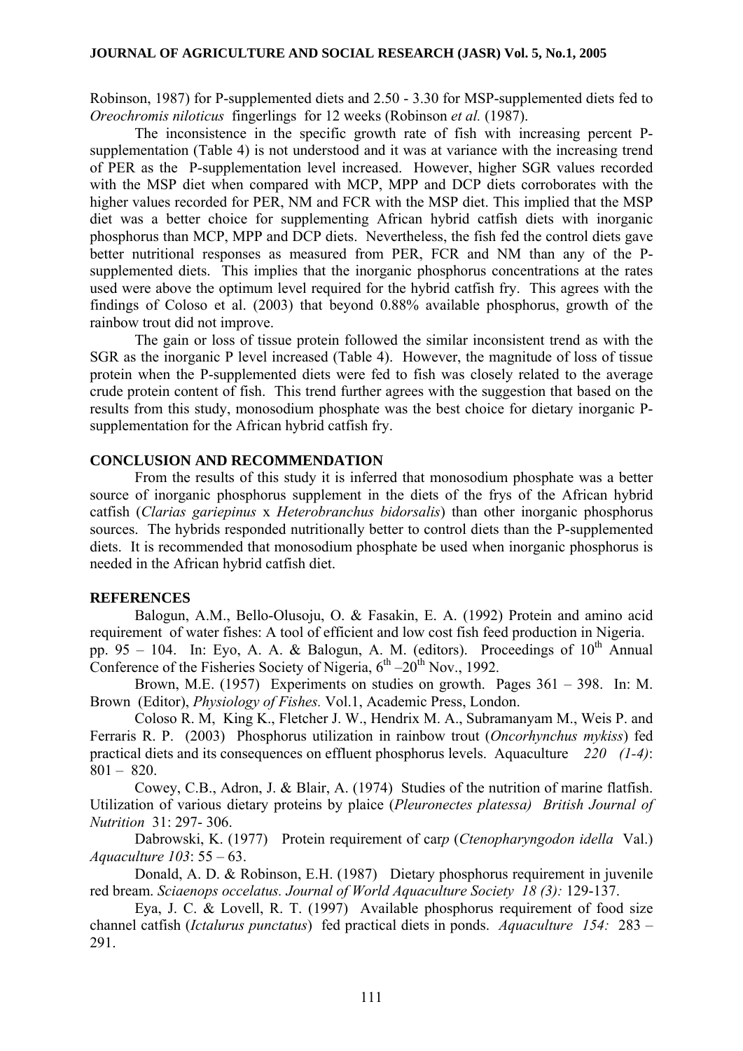Robinson, 1987) for P-supplemented diets and 2.50 - 3.30 for MSP-supplemented diets fed to *Oreochromis niloticus* fingerlings for 12 weeks (Robinson *et al.* (1987).

The inconsistence in the specific growth rate of fish with increasing percent P-supplementation (Table 4) is not understood and it was at variance with the increasing trend of PER as the P-supplementation level increased. However, higher SGR values recorded with the MSP diet when compared with MCP, MPP and DCP diets corroborates with the higher values recorded for PER, NM and FCR with the MSP diet. This implied that the MSP diet was a better choice for supplementing African hybrid catfish diets with inorganic phosphorus than MCP, MPP and DCP diets. Nevertheless, the fish fed the control diets gave better nutritional responses as measured from PER, FCR and NM than any of the P-supplemented diets. This implies that the inorganic phosphorus concentrations at the rates used were above the optimum level required for the hybrid catfish fry. This agrees with the findings of Coloso et al. (2003) that beyond 0.88% available phosphorus, growth of the rainbow trout did not improve.

The gain or loss of tissue protein followed the similar inconsistent trend as with the SGR as the inorganic P level increased (Table 4). However, the magnitude of loss of tissue protein when the P-supplemented diets were fed to fish was closely related to the average crude protein content of fish. This trend further agrees with the suggestion that based on the results from this study, monosodium phosphate was the best choice for dietary inorganic P-supplementation for the African hybrid catfish fry.

## CONCLUSION AND RECOMMENDATION

From the results of this study it is inferred that monosodium phosphate was a better source of inorganic phosphorus supplement in the diets of the frys of the African hybrid catfish (*Clarias gariepinus* x *Heterobranchus bidorsalis*) than other inorganic phosphorus sources. The hybrids responded nutritionally better to control diets than the P-supplemented diets. It is recommended that monosodium phosphate be used when inorganic phosphorus is needed in the African hybrid catfish diet.

## REFERENCES

Balogun, A.M., Bello-Olusoju, O. & Fasakin, E. A. (1992) Protein and amino acid requirement of water fishes: A tool of efficient and low cost fish feed production in Nigeria. pp. 95 – 104. In: Eyo, A. A. & Balogun, A. M. (editors). Proceedings of 10th Annual Conference of the Fisheries Society of Nigeria, 6th –20th Nov., 1992.

Brown, M.E. (1957) Experiments on studies on growth. Pages 361 – 398. In: M. Brown (Editor), *Physiology of Fishes.* Vol.1, Academic Press, London.

Coloso R. M, King K., Fletcher J. W., Hendrix M. A., Subramanyam M., Weis P. and Ferraris R. P. (2003) Phosphorus utilization in rainbow trout (*Oncorhynchus mykiss*) fed practical diets and its consequences on effluent phosphorus levels. Aquaculture *220 (1-4)*: 801 – 820.

Cowey, C.B., Adron, J. & Blair, A. (1974) Studies of the nutrition of marine flatfish. Utilization of various dietary proteins by plaice (*Pleuronectes platessa) British Journal of Nutrition* 31: 297- 306.

Dabrowski, K. (1977) Protein requirement of car*p* (*Ctenopharyngodon idella* Val.) *Aquaculture 103*: 55 – 63.

Donald, A. D. & Robinson, E.H. (1987) Dietary phosphorus requirement in juvenile red bream. *Sciaenops occelatus. Journal of World Aquaculture Society 18 (3):* 129-137.

Eya, J. C. & Lovell, R. T. (1997) Available phosphorus requirement of food size channel catfish (*Ictalurus punctatus*) fed practical diets in ponds. *Aquaculture 154:* 283 – 291.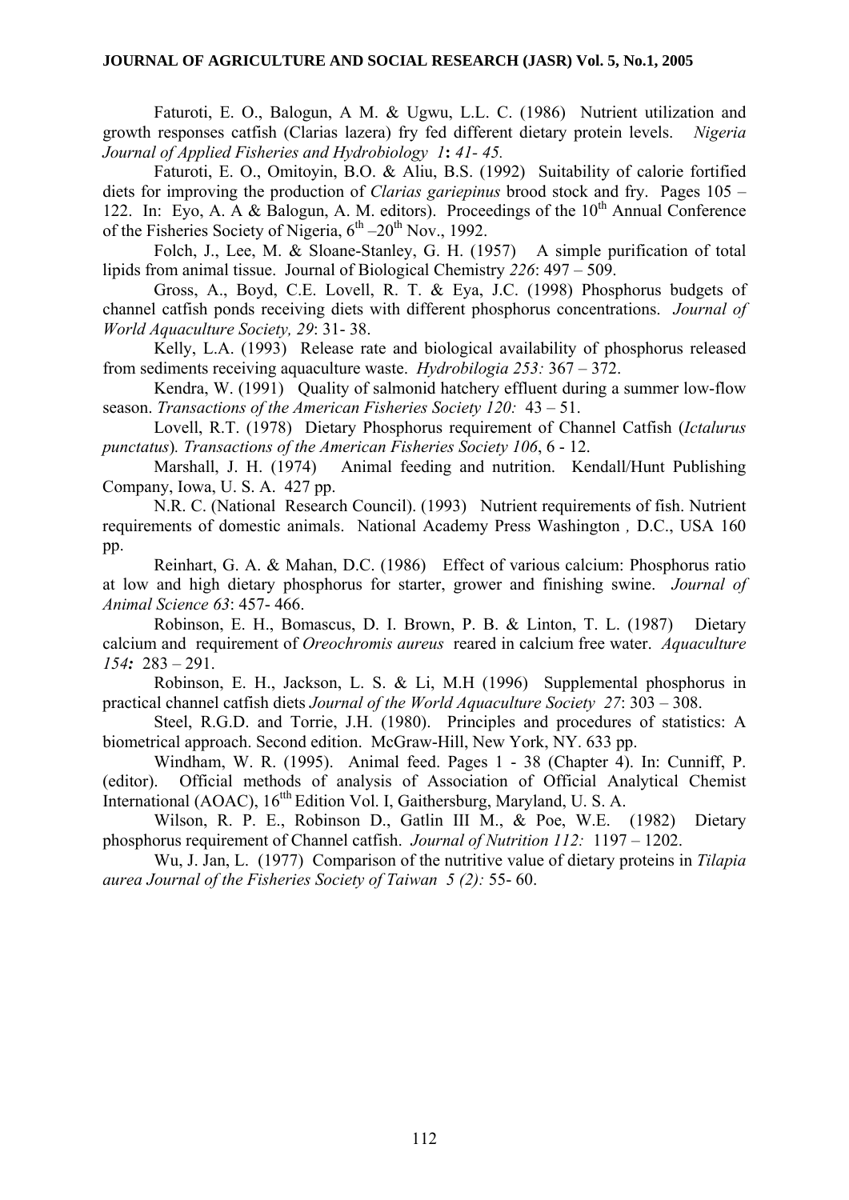Faturoti, E. O., Balogun, A M. & Ugwu, L.L. C. (1986) Nutrient utilization and growth responses catfish (Clarias lazera) fry fed different dietary protein levels. *Nigeria Journal of Applied Fisheries and Hydrobiology 1***:** *41- 45.*

Faturoti, E. O., Omitoyin, B.O. & Aliu, B.S. (1992) Suitability of calorie fortified diets for improving the production of *Clarias gariepinus* brood stock and fry. Pages 105 – 122. In: Eyo, A. A & Balogun, A. M. editors). Proceedings of the 10th Annual Conference of the Fisheries Society of Nigeria, 6th –20th Nov., 1992.

Folch, J., Lee, M. & Sloane-Stanley, G. H. (1957) A simple purification of total lipids from animal tissue. Journal of Biological Chemistry *226*: 497 – 509.

Gross, A., Boyd, C.E. Lovell, R. T. & Eya, J.C. (1998) Phosphorus budgets of channel catfish ponds receiving diets with different phosphorus concentrations. *Journal of World Aquaculture Society, 29*: 31- 38.

Kelly, L.A. (1993) Release rate and biological availability of phosphorus released from sediments receiving aquaculture waste. *Hydrobilogia 253:* 367 – 372.

Kendra, W. (1991) Quality of salmonid hatchery effluent during a summer low-flow season. *Transactions of the American Fisheries Society 120:* 43 – 51.

Lovell, R.T. (1978) Dietary Phosphorus requirement of Channel Catfish (*Ictalurus punctatus*). *Transactions of the American Fisheries Society 106*, 6 - 12.

Marshall, J. H. (1974) Animal feeding and nutrition. Kendall/Hunt Publishing Company, Iowa, U. S. A. 427 pp.

N.R. C. (National Research Council). (1993) Nutrient requirements of fish. Nutrient requirements of domestic animals. National Academy Press Washington , D.C., USA 160 pp.

Reinhart, G. A. & Mahan, D.C. (1986) Effect of various calcium: Phosphorus ratio at low and high dietary phosphorus for starter, grower and finishing swine. *Journal of Animal Science 63*: 457- 466.

Robinson, E. H., Bomascus, D. I. Brown, P. B. & Linton, T. L. (1987) Dietary calcium and requirement of *Oreochromis aureus* reared in calcium free water. *Aquaculture 154***:** 283 – 291.

Robinson, E. H., Jackson, L. S. & Li, M.H (1996) Supplemental phosphorus in practical channel catfish diets *Journal of the World Aquaculture Society 27*: 303 – 308.

Steel, R.G.D. and Torrie, J.H. (1980). Principles and procedures of statistics: A biometrical approach. Second edition. McGraw-Hill, New York, NY. 633 pp.

Windham, W. R. (1995). Animal feed. Pages 1 - 38 (Chapter 4). In: Cunniff, P. (editor). Official methods of analysis of Association of Official Analytical Chemist International (AOAC), 16tth Edition Vol. I, Gaithersburg, Maryland, U. S. A.

Wilson, R. P. E., Robinson D., Gatlin III M., & Poe, W.E. (1982) Dietary phosphorus requirement of Channel catfish. *Journal of Nutrition 112:* 1197 – 1202.

Wu, J. Jan, L. (1977) Comparison of the nutritive value of dietary proteins in *Tilapia aurea Journal of the Fisheries Society of Taiwan 5 (2):* 55- 60.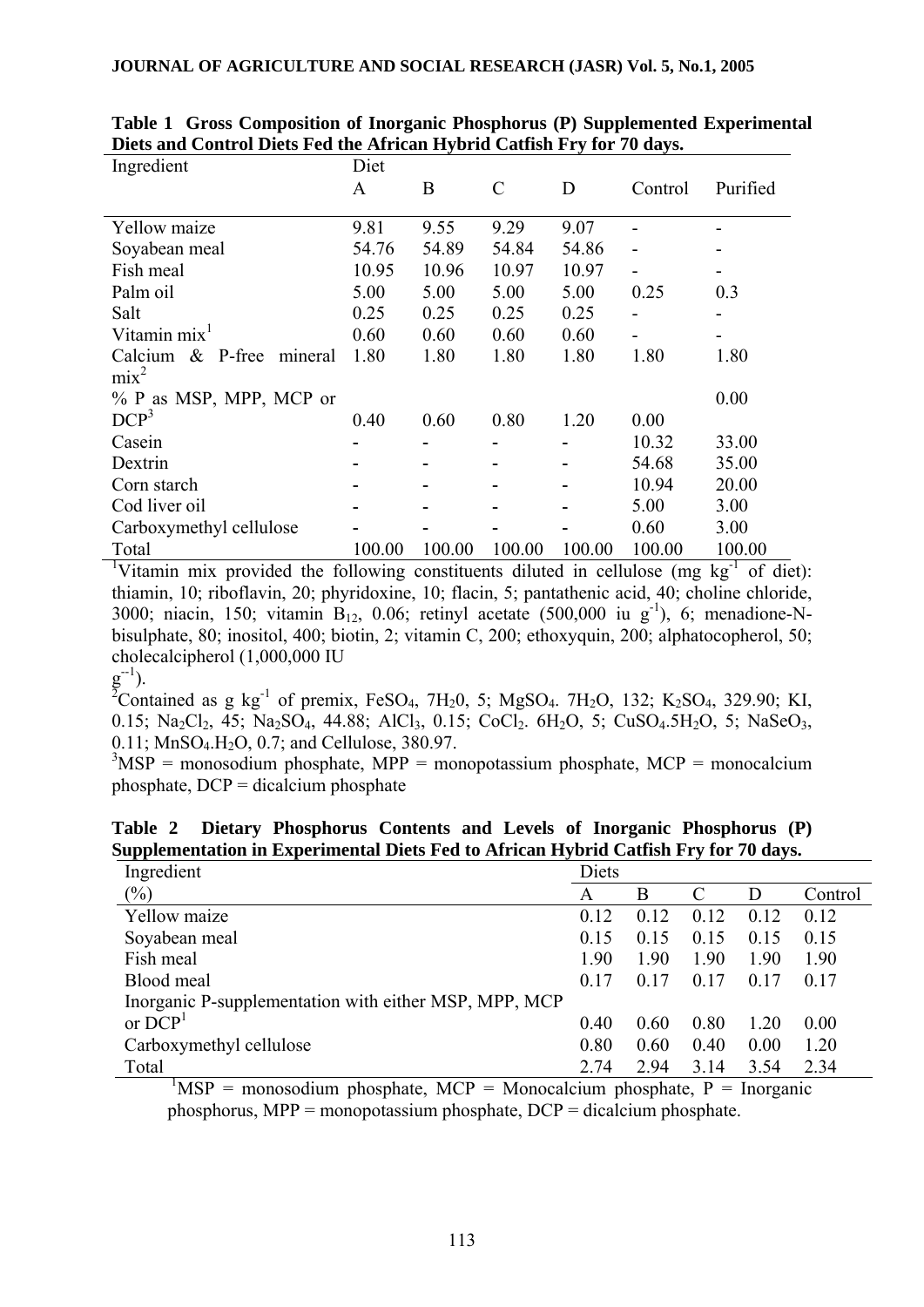**Table 1 Gross Composition of Inorganic Phosphorus (P) Supplemented Experimental Diets and Control Diets Fed the African Hybrid Catfish Fry for 70 days.**

| Ingredient | Diet | | | | | |
|---|---|---|---|---|---|---|
| | A | B | C | D | Control | Purified |
| Yellow maize | 9.81 | 9.55 | 9.29 | 9.07 | - | - |
| Soyabean meal | 54.76 | 54.89 | 54.84 | 54.86 | - | - |
| Fish meal | 10.95 | 10.96 | 10.97 | 10.97 | - | - |
| Palm oil | 5.00 | 5.00 | 5.00 | 5.00 | 0.25 | 0.3 |
| Salt | 0.25 | 0.25 | 0.25 | 0.25 | - | - |
| Vitamin mix[1] | 0.60 | 0.60 | 0.60 | 0.60 | - | - |
| Calcium & P-free mineral mix[2] | 1.80 | 1.80 | 1.80 | 1.80 | 1.80 | 1.80 |
| % P as MSP, MPP, MCP or DCP[3] | 0.40 | 0.60 | 0.80 | 1.20 | 0.00 | 0.00 |
| Casein | - | - | - | - | 10.32 | 33.00 |
| Dextrin | - | - | - | - | 54.68 | 35.00 |
| Corn starch | - | - | - | - | 10.94 | 20.00 |
| Cod liver oil | - | - | - | - | 5.00 | 3.00 |
| Carboxymethyl cellulose | - | - | - | - | 0.60 | 3.00 |
| Total | 100.00 | 100.00 | 100.00 | 100.00 | 100.00 | 100.00 |

[1]Vitamin mix provided the following constituents diluted in cellulose (mg $kg^{-1}$ of diet): thiamin, 10; riboflavin, 20; phyridoxine, 10; flacin, 5; pantathenic acid, 40; choline chloride, 3000; niacin, 150; vitamin $B_{12}$, 0.06; retinyl acetate (500,000 iu $g^{-1}$), 6; menadione-N-bisulphate, 80; inositol, 400; biotin, 2; vitamin C, 200; ethoxyquin, 200; alphatocopherol, 50; cholecalcipherol (1,000,000 IU $g^{-1}$).

[2]Contained as g $kg^{-1}$ of premix, $FeSO_4$, $7H_2O$, 5; $MgSO_4$. $7H_2O$, 132; $K_2SO_4$, 329.90; KI, 0.15; $Na_2Cl_2$, 45; $Na_2SO_4$, 44.88; $AlCl_3$, 0.15; $CoCl_2$. $6H_2O$, 5; $CuSO_4.5H_2O$, 5; $NaSeO_3$, 0.11; $MnSO_4.H_2O$, 0.7; and Cellulose, 380.97.

[3]MSP = monosodium phosphate, MPP = monopotassium phosphate, MCP = monocalcium phosphate, DCP = dicalcium phosphate

**Table 2 Dietary Phosphorus Contents and Levels of Inorganic Phosphorus (P) Supplementation in Experimental Diets Fed to African Hybrid Catfish Fry for 70 days.**

| Ingredient (%) | Diets A | B | C | D | Control |
|---|---|---|---|---|---|
| Yellow maize | 0.12 | 0.12 | 0.12 | 0.12 | 0.12 |
| Soyabean meal | 0.15 | 0.15 | 0.15 | 0.15 | 0.15 |
| Fish meal | 1.90 | 1.90 | 1.90 | 1.90 | 1.90 |
| Blood meal | 0.17 | 0.17 | 0.17 | 0.17 | 0.17 |
| Inorganic P-supplementation with either MSP, MPP, MCP or DCP[1] | 0.40 | 0.60 | 0.80 | 1.20 | 0.00 |
| Carboxymethyl cellulose | 0.80 | 0.60 | 0.40 | 0.00 | 1.20 |
| Total | 2.74 | 2.94 | 3.14 | 3.54 | 2.34 |

[1]MSP = monosodium phosphate, MCP = Monocalcium phosphate, P = Inorganic phosphorus, MPP = monopotassium phosphate, DCP = dicalcium phosphate.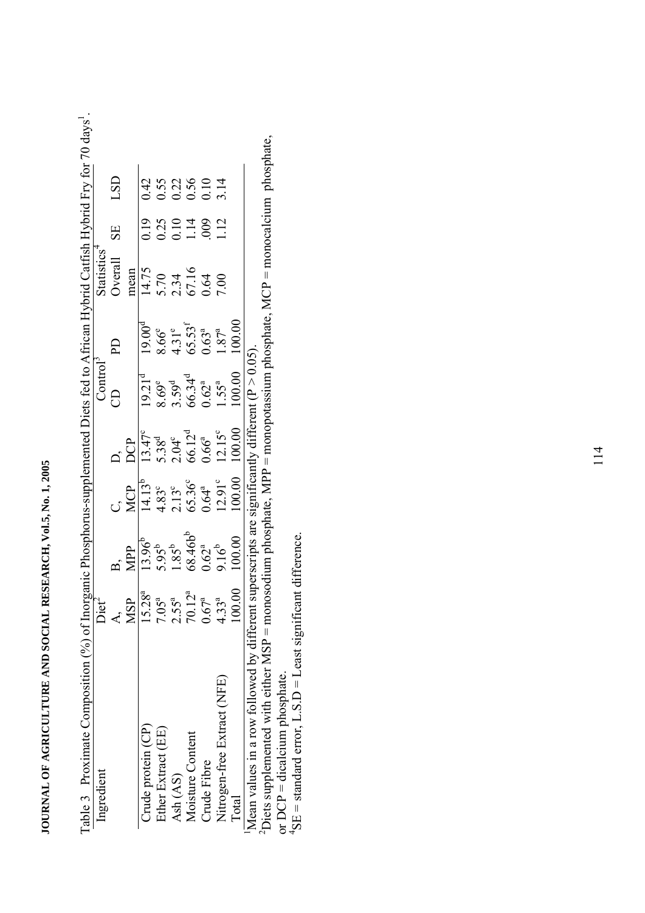Table 3 Proximate Composition (%) of Inorganic Phosphorus-supplemented Diets fed to African Hybrid Catfish Hybrid Fry for 70 days[1].

| Ingredient | Diet[2] | | | | Control[3] | | Statistics[4] | | |
|---|---|---|---|---|---|---|---|---|---|
| | A, MSP | B, MPP | C, MCP | D, DCP | CD | PD | Overall mean | SE | LSD |
| Crude protein (CP) | 15.28[a] | 13.96[b] | 14.13[b] | 13.47[c] | 19.21[d] | 19.00[d] | 14.75 | 0.19 | 0.42 |
| Ether Extract (EE) | 7.05[a] | 5.95[b] | 4.83[c] | 5.38[d] | 8.69[e] | 8.66[e] | 5.70 | 0.25 | 0.55 |
| Ash (AS) | 2.55[a] | 1.85[b] | 2.13[c] | 2.04[c] | 3.59[d] | 4.31[e] | 2.34 | 0.10 | 0.22 |
| Moisture Content | 70.12[a] | 68.46b[b] | 65.36[c] | 66.12[d] | 66.34[d] | 65.53[f] | 67.16 | 1.14 | 0.56 |
| Crude Fibre | 0.67[a] | 0.62[a] | 0.64[a] | 0.66[a] | 0.62[a] | 0.63[a] | 0.64 | .009 | 0.10 |
| Nitrogen-free Extract (NFE) | 4.33[a] | 9.16[b] | 12.91[c] | 12.15[c] | 1.55[a] | 1.87[a] | 7.00 | 1.12 | 3.14 |
| Total | 100.00 | 100.00 | 100.00 | 100.00 | 100.00 | 100.00 | | | |

[1]Mean values in a row followed by different superscripts are significantly different (P > 0.05).
[2]Diets supplemented with either MSP = monosodium phosphate, MPP = monopotassium phosphate, MCP = monocalcium phosphate, or DCP = dicalcium phosphate.
[4]SE = standard error, L.S.D = Least significant difference.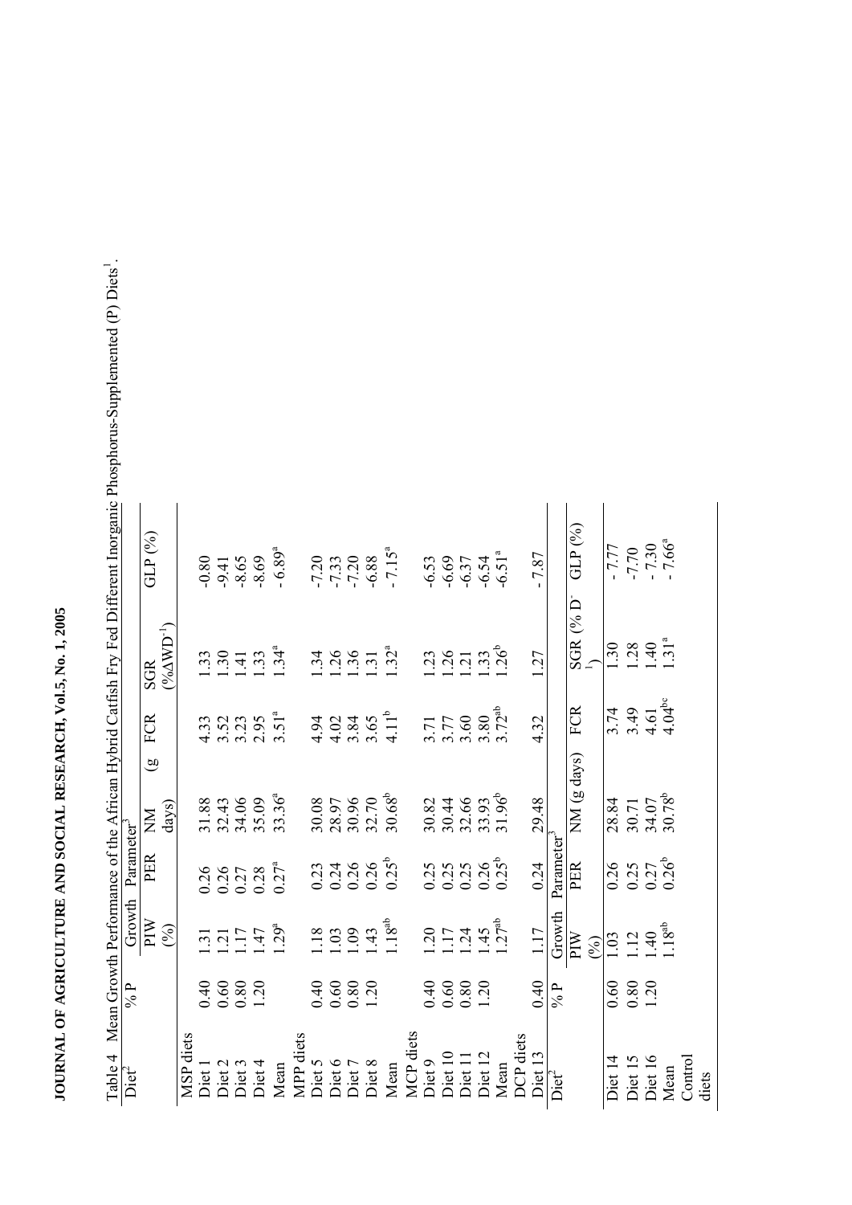Table 4 Mean Growth Performance of the African Hybrid Catfish Fry Fed Different Inorganic Phosphorus-Supplemented (P) Diets[1].

| Diet[2] | % P | Growth Parameter[3] | | | | | |
|---|---|---|---|---|---|---|---|
| | | PIW (%) | PER | NM (g days) | FCR | SGR (%ΔWD$^{-1}$) | GLP (%) |
| MSP diets | | | | | | | |
| Diet 1 | 0.40 | 1.31 | 0.26 | 31.88 | 4.33 | 1.33 | -0.80 |
| Diet 2 | 0.60 | 1.21 | 0.26 | 32.43 | 3.52 | 1.30 | -9.41 |
| Diet 3 | 0.80 | 1.17 | 0.27 | 34.06 | 3.23 | 1.41 | -8.65 |
| Diet 4 | 1.20 | 1.47 | 0.28 | 35.09 | 2.95 | 1.33 | -8.69 |
| Mean | | 1.29[a] | 0.27[a] | 33.36[a] | 3.51[a] | 1.34[a] | - 6.89[a] |
| MPP diets | | | | | | | |
| Diet 5 | 0.40 | 1.18 | 0.23 | 30.08 | 4.94 | 1.34 | -7.20 |
| Diet 6 | 0.60 | 1.03 | 0.24 | 28.97 | 4.02 | 1.26 | -7.33 |
| Diet 7 | 0.80 | 1.09 | 0.26 | 30.96 | 3.84 | 1.36 | -7.20 |
| Diet 8 | 1.20 | 1.43 | 0.26 | 32.70 | 3.65 | 1.31 | -6.88 |
| Mean | | 1.18[ab] | 0.25[b] | 30.68[b] | 4.11[b] | 1.32[a] | - 7.15[a] |
| MCP diets | | | | | | | |
| Diet 9 | 0.40 | 1.20 | 0.25 | 30.82 | 3.71 | 1.23 | -6.53 |
| Diet 10 | 0.60 | 1.17 | 0.25 | 30.44 | 3.77 | 1.26 | -6.69 |
| Diet 11 | 0.80 | 1.24 | 0.25 | 32.66 | 3.60 | 1.21 | -6.37 |
| Diet 12 | 1.20 | 1.45 | 0.26 | 33.93 | 3.80 | 1.33 | -6.54 |
| Mean | | 1.27[ab] | 0.25[b] | 31.96[b] | 3.72[ab] | 1.26[b] | -6.51[a] |
| DCP diets | | | | | | | |
| Diet 13 | 0.40 | 1.17 | 0.24 | 29.48 | 4.32 | 1.27 | - 7.87 |
| Diet[2] | % P | Growth Parameter[3] | | | | | |
| | | PIW (%) | PER | NM (g days) | FCR | SGR (% D$^{-1}$) | GLP (%) |
| Diet 14 | 0.60 | 1.03 | 0.26 | 28.84 | 3.74 | 1.30 | - 7.77 |
| Diet 15 | 0.80 | 1.12 | 0.25 | 30.71 | 3.49 | 1.28 | -7.70 |
| Diet 16 | 1.20 | 1.40 | 0.27 | 34.07 | 4.61 | 1.40 | - 7.30 |
| Mean | | 1.18[ab] | 0.26[b] | 30.78[b] | 4.04[bc] | 1.31[a] | - 7.66[a] |
| Control diets | | | | | | | |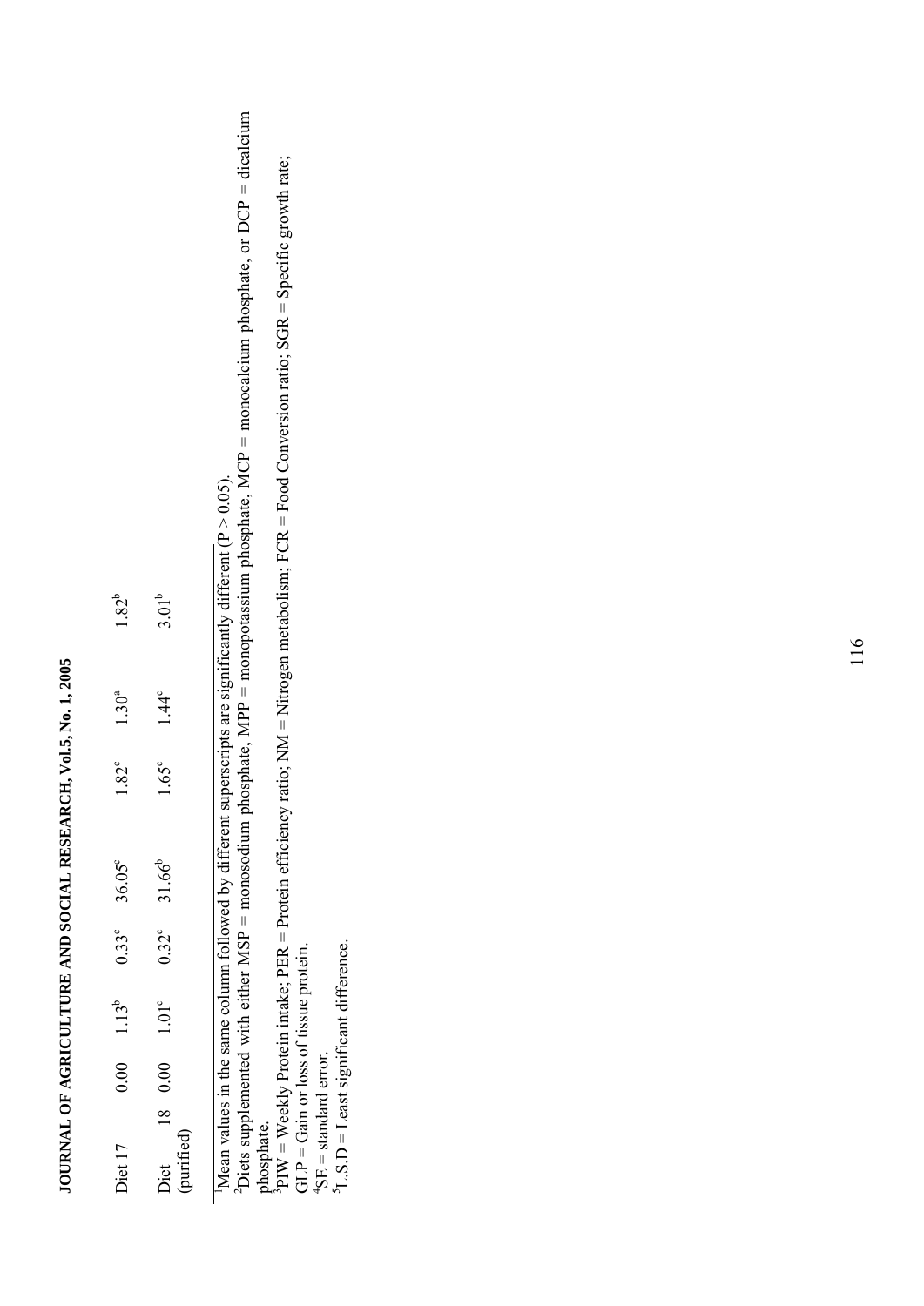| | | | | | | | | |
|---|---|---|---|---|---|---|---|---|
| Diet 17 | 0.00 | 1.13[b] | 0.33[c] | 36.05[c] | 1.82[c] | 1.30[a] | 1.82[b] |
| Diet 18 (purified) | 0.00 | 1.01[c] | 0.32[c] | 31.66[b] | 1.65[c] | 1.44[c] | 3.01[b] |

[1]Mean values in the same column followed by different superscripts are significantly different (P > 0.05).

[2]Diets supplemented with either MSP = monosodium phosphate, MPP = monopotassium phosphate, MCP = monocalcium phosphate, or DCP = dicalcium phosphate.

[3]PIW = Weekly Protein intake; PER = Protein efficiency ratio; NM = Nitrogen metabolism; FCR = Food Conversion ratio; SGR = Specific growth rate; GLP = Gain or loss of tissue protein.

[4]SE = standard error.

[5]L.S.D = Least significant difference.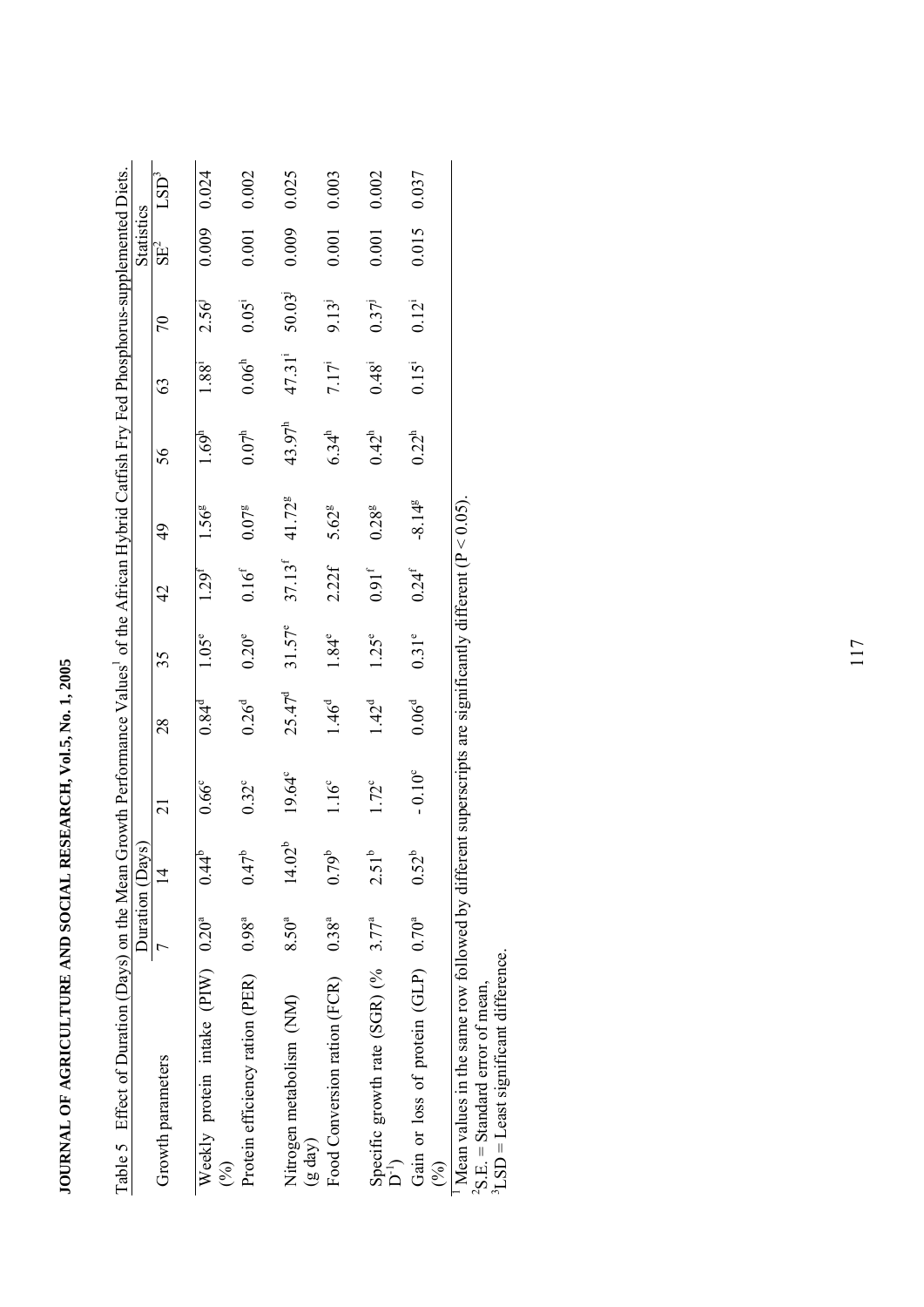Table 5 Effect of Duration (Days) on the Mean Growth Performance Values[1] of the African Hybrid Catfish Fry Fed Phosphorus-supplemented Diets.

| Growth parameters | Duration (Days) | | | | | | | | | | Statistics | |
|---|---|---|---|---|---|---|---|---|---|---|---|---|
| | 7 | 14 | 21 | 28 | 35 | 42 | 49 | 56 | 63 | 70 | SE[2] | LSD[3] |
| Weekly protein intake (PIW) (%) | 0.20[a] | 0.44[b] | 0.66[c] | 0.84[d] | 1.05[e] | 1.29[f] | 1.56[g] | 1.69[h] | 1.88[i] | 2.56[j] | 0.009 | 0.024 |
| Protein efficiency ration (PER) | 0.98[a] | 0.47[b] | 0.32[c] | 0.26[d] | 0.20[e] | 0.16[f] | 0.07[g] | 0.07[h] | 0.06[h] | 0.05[i] | 0.001 | 0.002 |
| Nitrogen metabolism (NM) (g day) | 8.50[a] | 14.02[b] | 19.64[c] | 25.47[d] | 31.57[e] | 37.13[f] | 41.72[g] | 43.97[h] | 47.31[i] | 50.03[j] | 0.009 | 0.025 |
| Food Conversion ration (FCR) | 0.38[a] | 0.79[b] | 1.16[c] | 1.46[d] | 1.84[e] | 2.22f | 5.62[g] | 6.34[h] | 7.17[i] | 9.13[j] | 0.001 | 0.003 |
| Specific growth rate (SGR) (% $D^{-1}$) | 3.77[a] | 2.51[b] | 1.72[c] | 1.42[d] | 1.25[e] | 0.91[f] | 0.28[g] | 0.42[h] | 0.48[i] | 0.37[j] | 0.001 | 0.002 |
| Gain or loss of protein (GLP) (%) | 0.70[a] | 0.52[b] | -0.10[c] | 0.06[d] | 0.31[e] | 0.24[f] | -8.14[g] | 0.22[h] | 0.15[i] | 0.12[i] | 0.015 | 0.037 |

[1] Mean values in the same row followed by different superscripts are significantly different ($P < 0.05$).
[2] S.E. = Standard error of mean,
[3] LSD = Least significant difference.